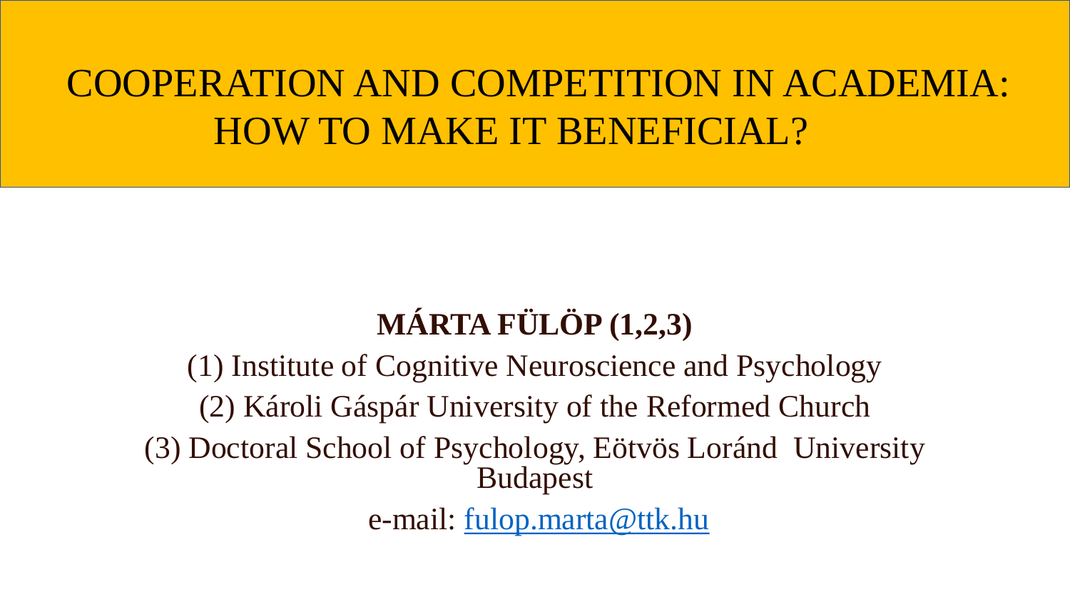# COOPERATION AND COMPETITION IN ACADEMIA: HOW TO MAKE IT BENEFICIAL?

**MÁRTA FÜLÖP (1,2,3)**

(1) Institute of Cognitive Neuroscience and Psychology

(2) Károli Gáspár University of the Reformed Church

(3) Doctoral School of Psychology, Eötvös Loránd University Budapest

e-mail: fulop.marta@ttk.hu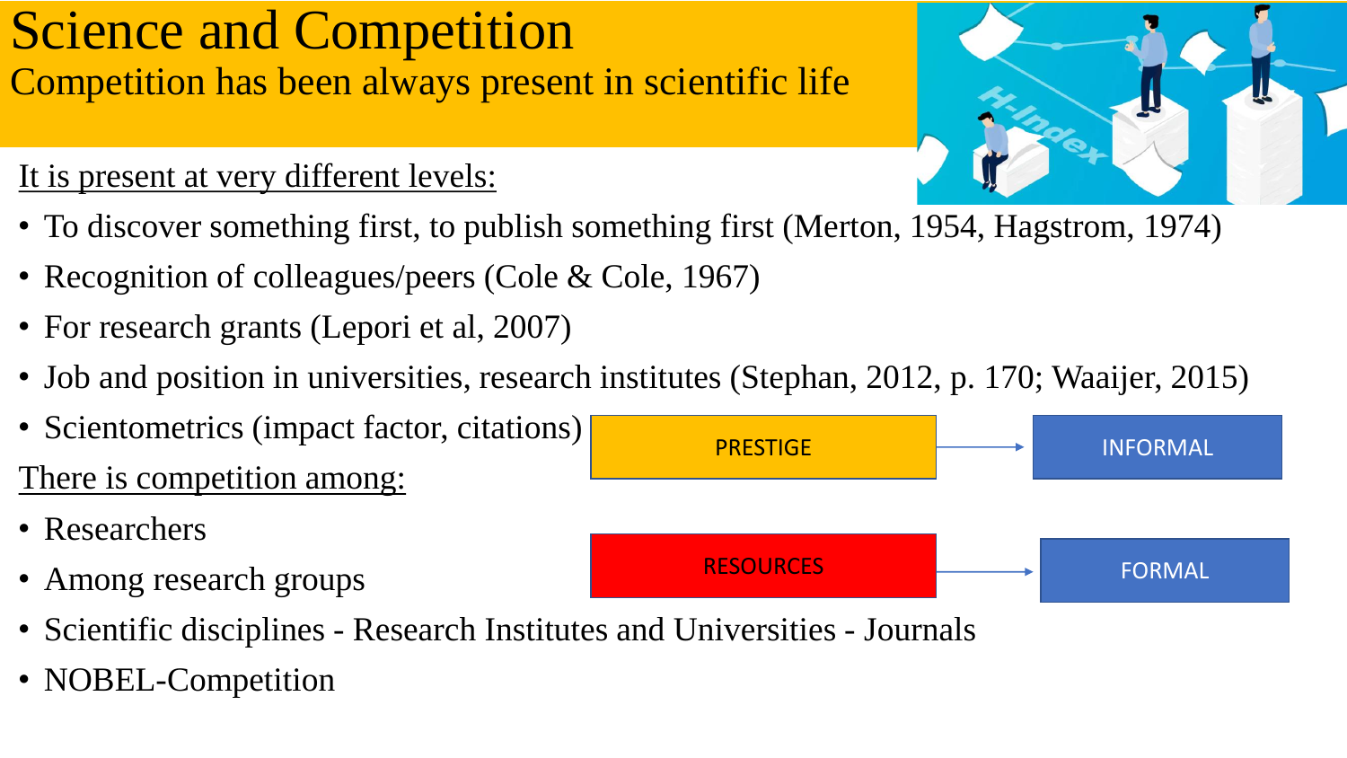# Science and Competition

Competition has been always present in scientific life

<u>It is present at very different levels:</u>

- To discover something first, to publish something first (Merton, 1954, Hagstrom, 1974)
- Recognition of colleagues/peers (Cole & Cole, 1967)
- For research grants (Lepori et al, 2007)
- Job and position in universities, research institutes (Stephan, 2012, p. 170; Waaijer, 2015)
- Scientometrics (impact factor, citations)

<u>There is competition among:</u>

- Researchers
- Among research groups
- Scientific disciplines - Research Institutes and Universities - Journals
- NOBEL-Competition

PRESTIGE → INFORMAL

RESOURCES → FORMAL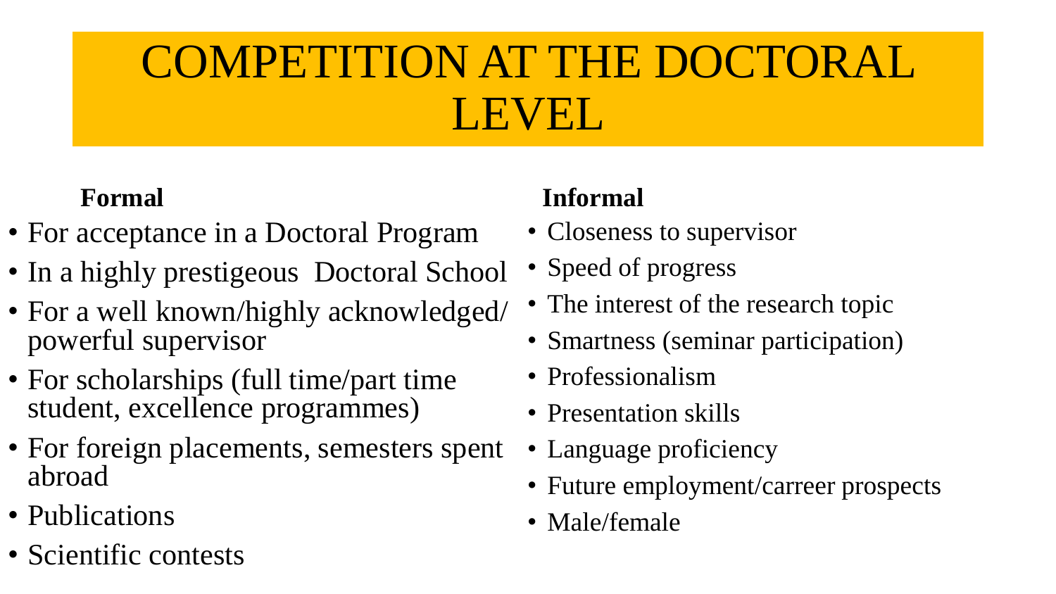# COMPETITION AT THE DOCTORAL LEVEL

**Formal**

- For acceptance in a Doctoral Program
- In a highly prestigeous  Doctoral School
- For a well known/highly acknowledged/ powerful supervisor
- For scholarships (full time/part time student, excellence programmes)
- For foreign placements, semesters spent abroad
- Publications
- Scientific contests

**Informal**

- Closeness to supervisor
- Speed of progress
- The interest of the research topic
- Smartness (seminar participation)
- Professionalism
- Presentation skills
- Language proficiency
- Future employment/carreer prospects
- Male/female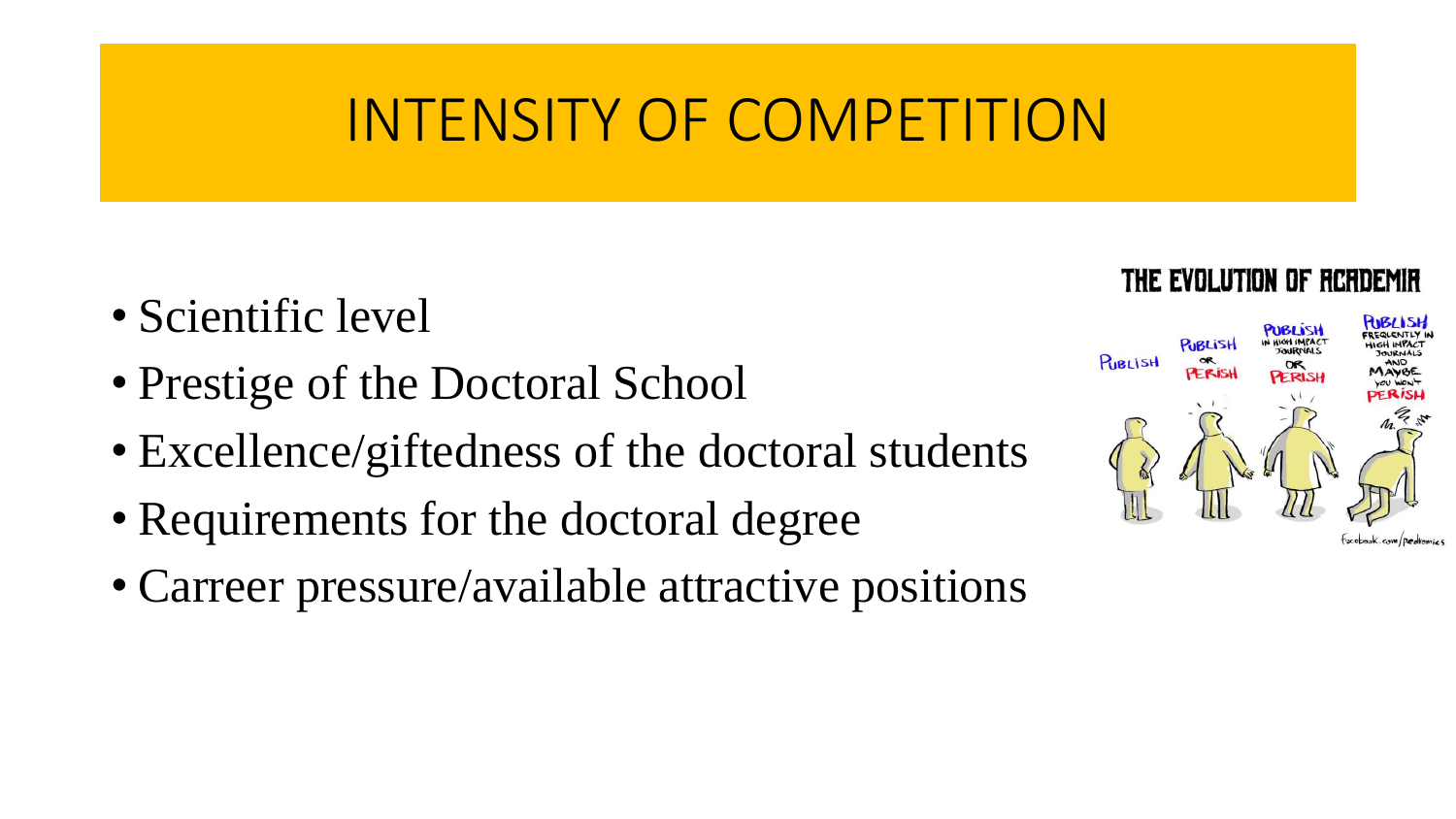# INTENSITY OF COMPETITION

- Scientific level
- Prestige of the Doctoral School
- Excellence/giftedness of the doctoral students
- Requirements for the doctoral degree
- Carreer pressure/available attractive positions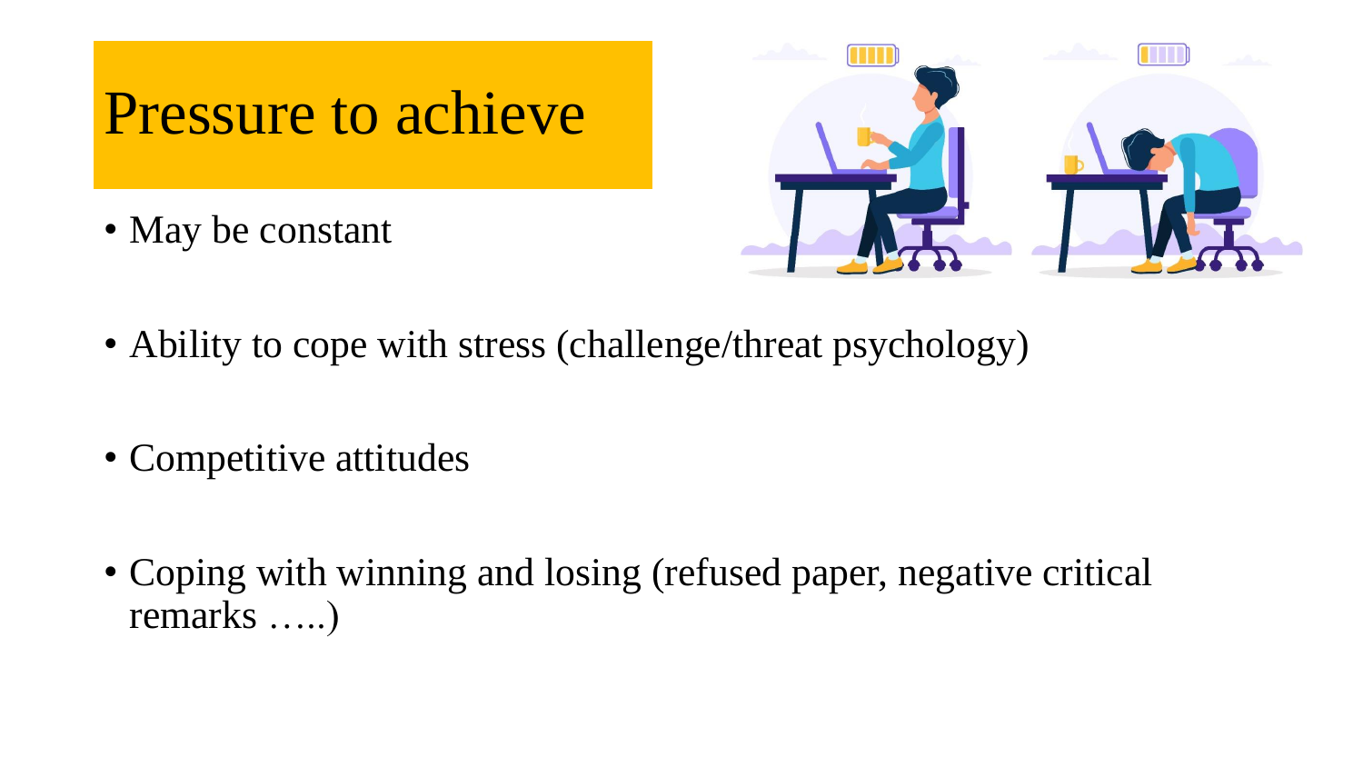# Pressure to achieve

- May be constant
- Ability to cope with stress (challenge/threat psychology)
- Competitive attitudes
- Coping with winning and losing (refused paper, negative critical remarks …..)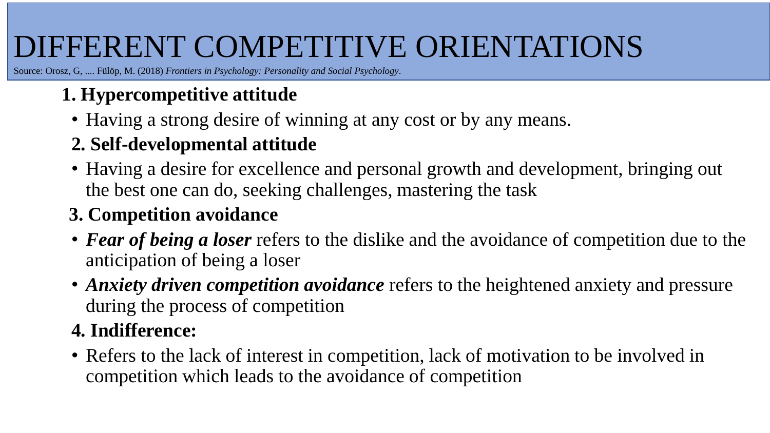# DIFFERENT COMPETITIVE ORIENTATIONS

Source: Orosz, G, .... Fülöp, M. (2018) *Frontiers in Psychology: Personality and Social Psychology*.

**1. Hypercompetitive attitude**

- Having a strong desire of winning at any cost or by any means.

**2. Self-developmental attitude**

- Having a desire for excellence and personal growth and development, bringing out the best one can do, seeking challenges, mastering the task

**3. Competition avoidance**

- ***Fear of being a loser*** refers to the dislike and the avoidance of competition due to the anticipation of being a loser
- ***Anxiety driven competition avoidance*** refers to the heightened anxiety and pressure during the process of competition

**4. Indifference:**

- Refers to the lack of interest in competition, lack of motivation to be involved in competition which leads to the avoidance of competition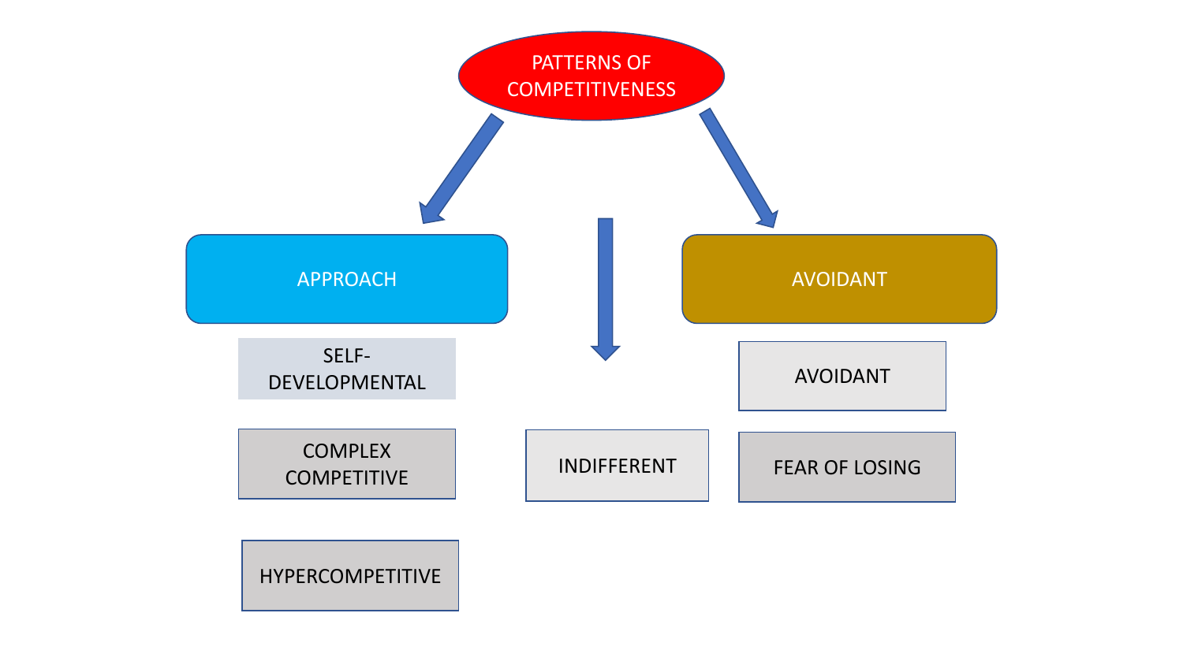# PATTERNS OF COMPETITIVENESS

## APPROACH

- SELF-DEVELOPMENTAL
- COMPLEX COMPETITIVE
- HYPERCOMPETITIVE

## INDIFFERENT

## AVOIDANT

- AVOIDANT
- FEAR OF LOSING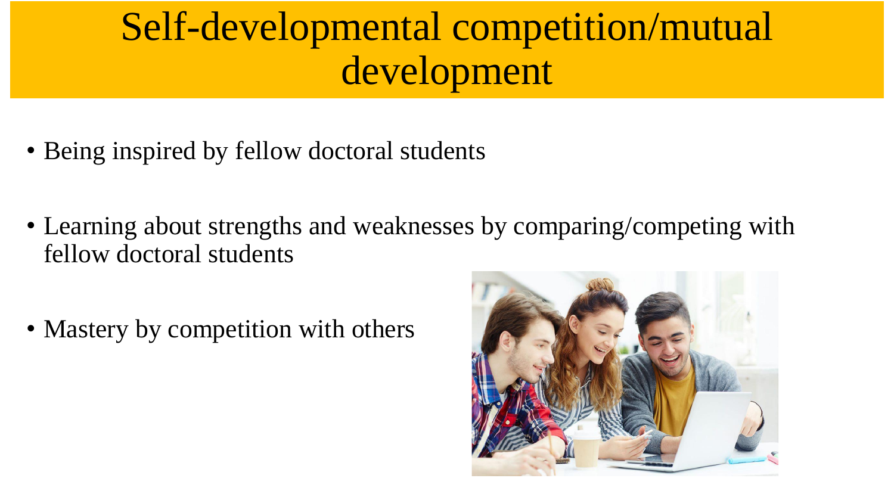# Self-developmental competition/mutual development

- Being inspired by fellow doctoral students
- Learning about strengths and weaknesses by comparing/competing with fellow doctoral students
- Mastery by competition with others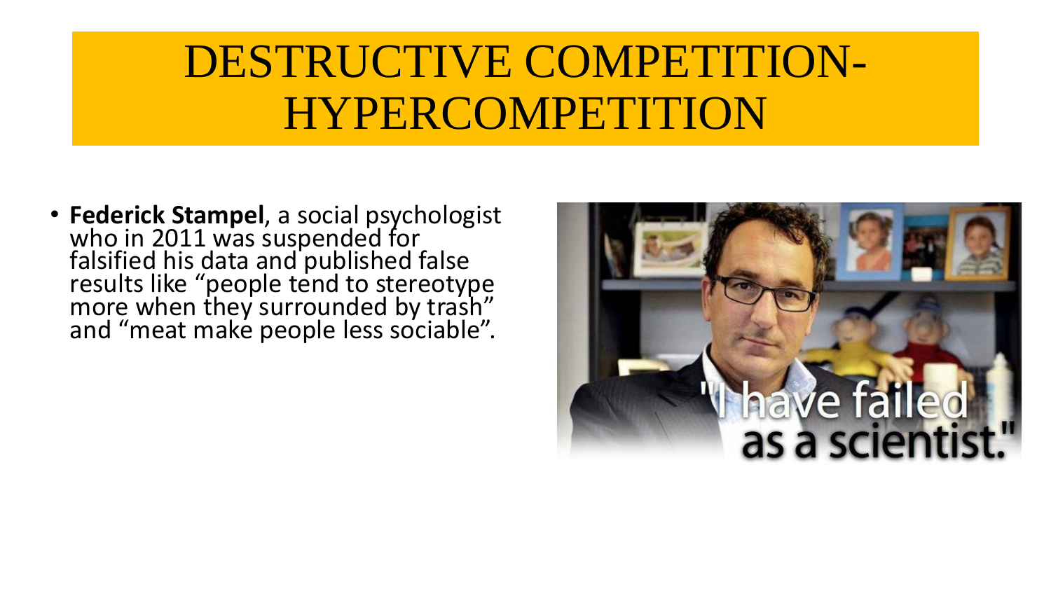# DESTRUCTIVE COMPETITION- HYPERCOMPETITION

- **Federick Stampel**, a social psychologist who in 2011 was suspended for falsified his data and published false results like "people tend to stereotype more when they surrounded by trash" and "meat make people less sociable".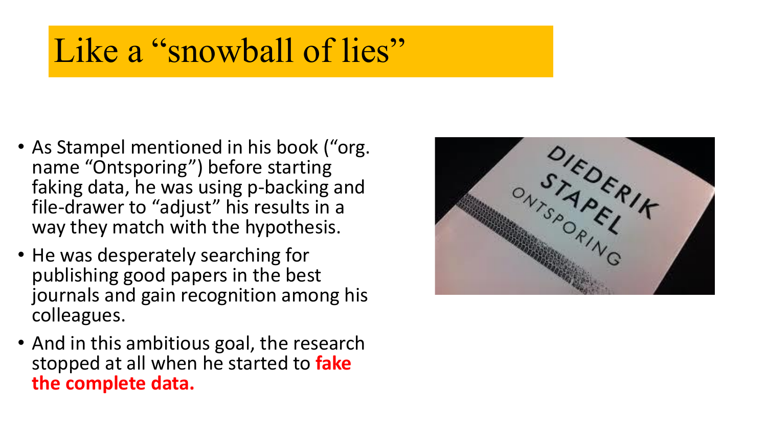# Like a "snowball of lies"

- As Stampel mentioned in his book ("org. name "Ontsporing") before starting faking data, he was using p-backing and file-drawer to "adjust" his results in a way they match with the hypothesis.
- He was desperately searching for publishing good papers in the best journals and gain recognition among his colleagues.
- And in this ambitious goal, the research stopped at all when he started to **fake the complete data.**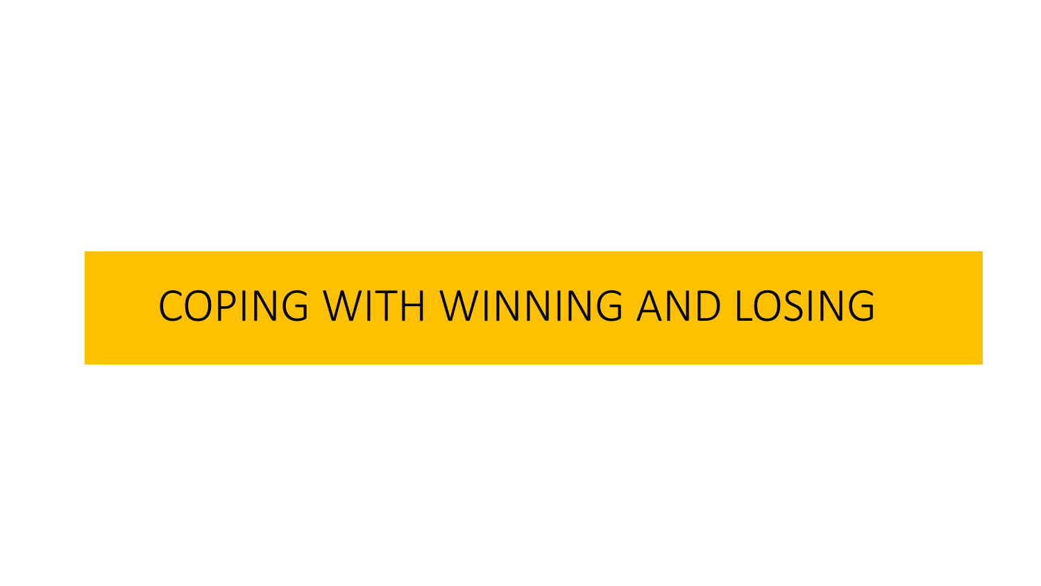# COPING WITH WINNING AND LOSING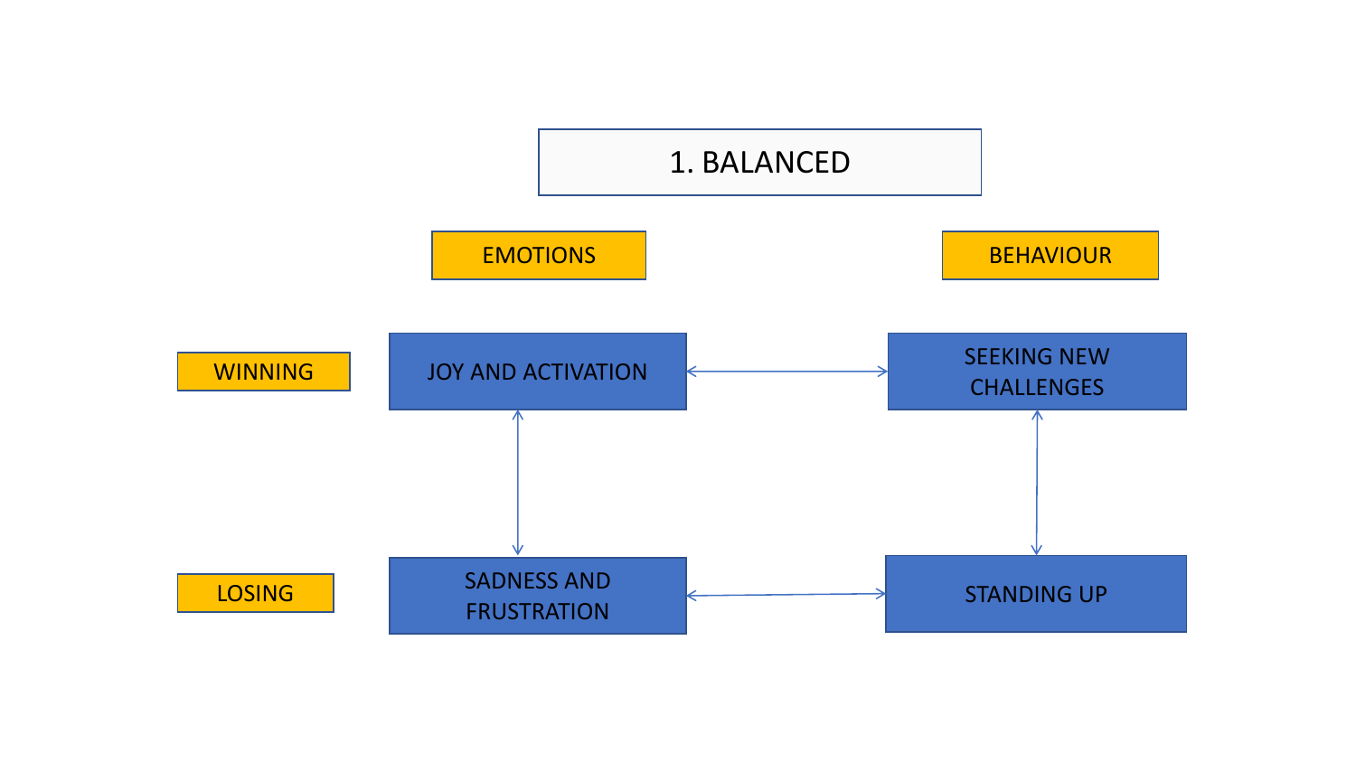# 1. BALANCED

| | EMOTIONS | BEHAVIOUR |
|---|---|---|
| WINNING | JOY AND ACTIVATION | SEEKING NEW CHALLENGES |
| LOSING | SADNESS AND FRUSTRATION | STANDING UP |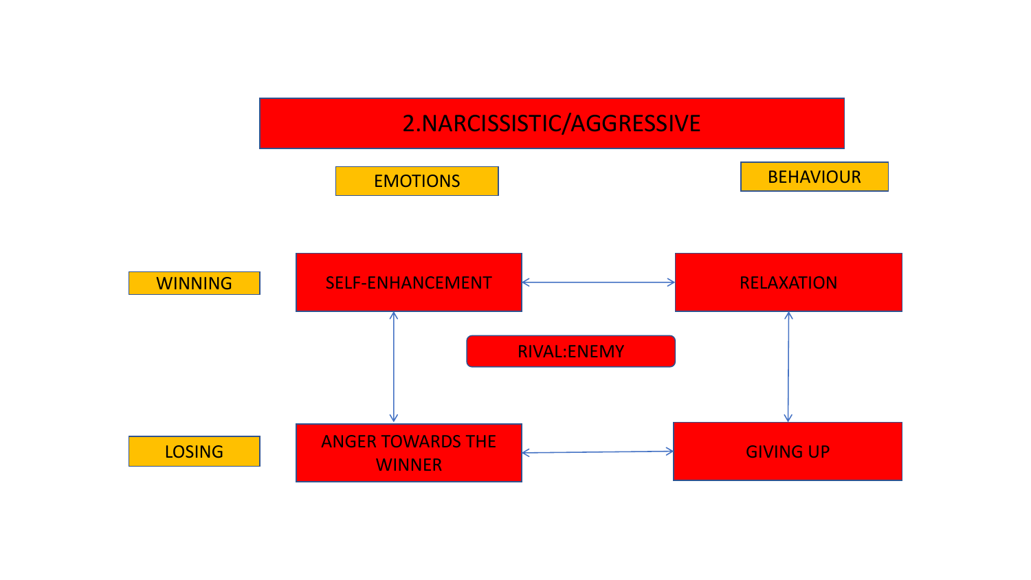# 2.NARCISSISTIC/AGGRESSIVE

| | EMOTIONS | BEHAVIOUR |
| --- | --- | --- |
| WINNING | SELF-ENHANCEMENT | RELAXATION |
| LOSING | ANGER TOWARDS THE WINNER | GIVING UP |

RIVAL:ENEMY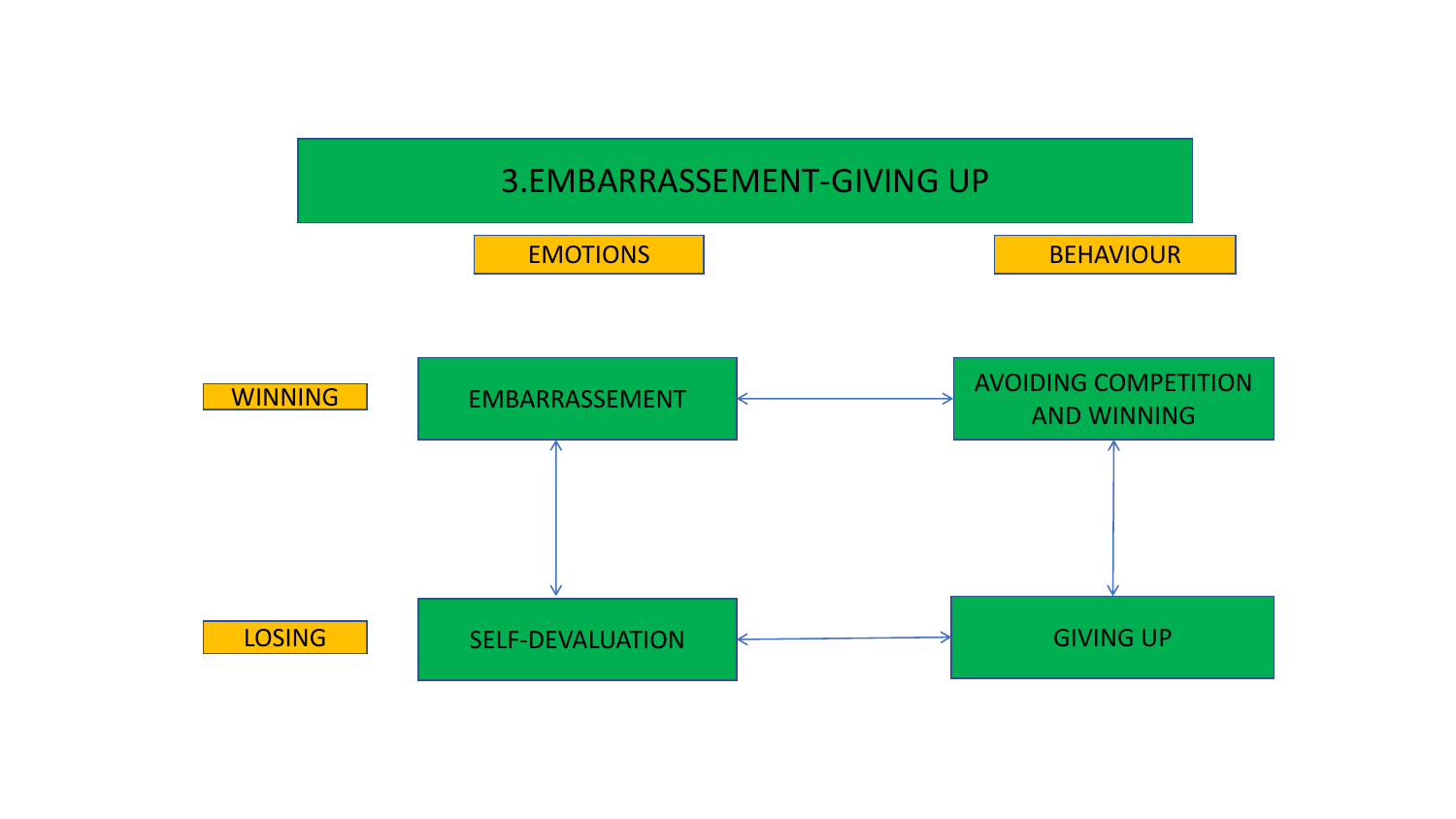# 3.EMBARRASSEMENT-GIVING UP

| | EMOTIONS | | BEHAVIOUR |
|---|---|---|---|
| WINNING | EMBARRASSEMENT | ↔ | AVOIDING COMPETITION AND WINNING |
| | ↕ | | ↕ |
| LOSING | SELF-DEVALUATION | ↔ | GIVING UP |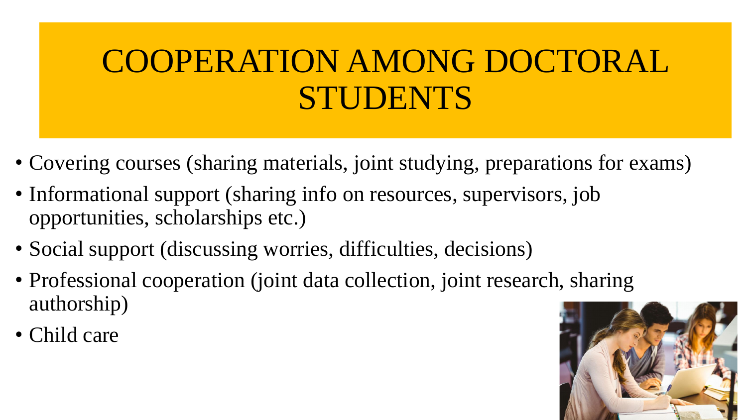# COOPERATION AMONG DOCTORAL STUDENTS

- Covering courses (sharing materials, joint studying, preparations for exams)
- Informational support (sharing info on resources, supervisors, job opportunities, scholarships etc.)
- Social support (discussing worries, difficulties, decisions)
- Professional cooperation (joint data collection, joint research, sharing authorship)
- Child care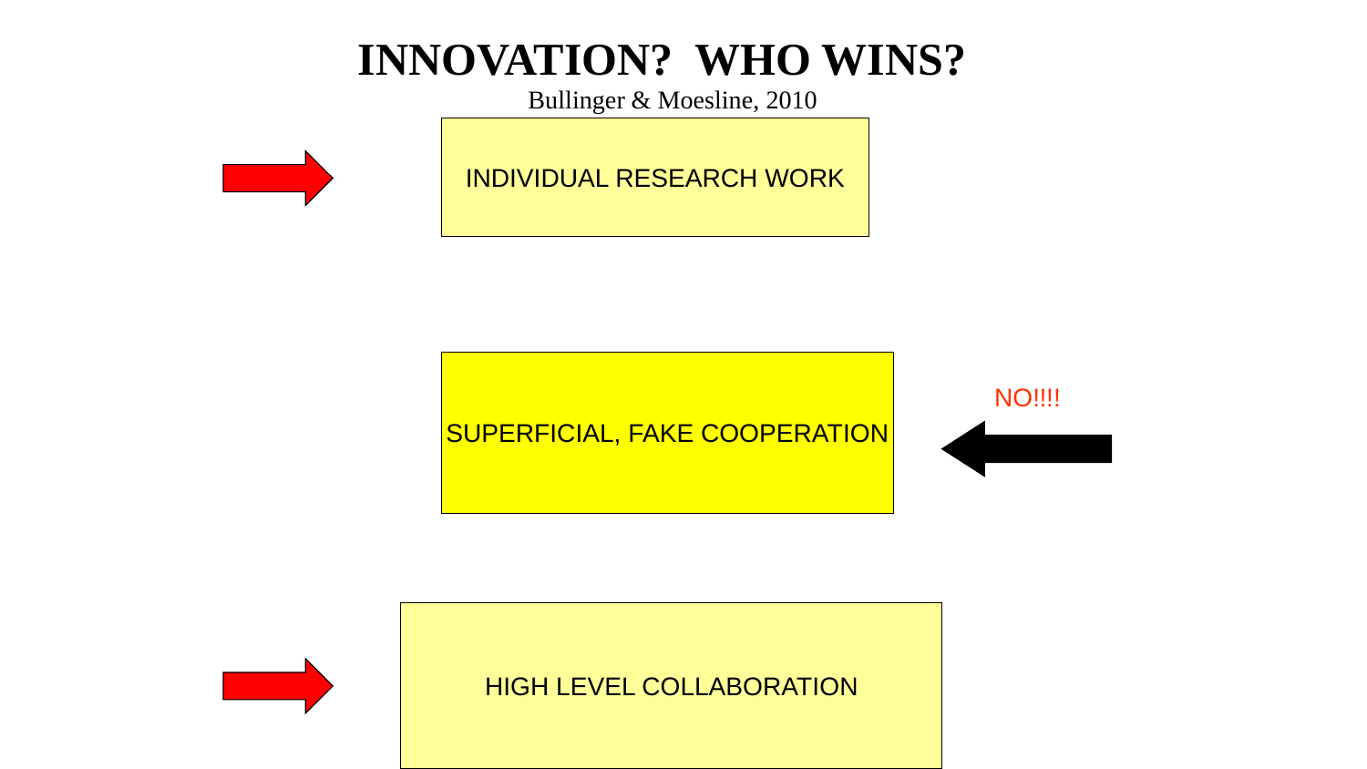# INNOVATION? WHO WINS?

Bullinger & Moesline, 2010

INDIVIDUAL RESEARCH WORK

SUPERFICIAL, FAKE COOPERATION

NO!!!!

HIGH LEVEL COLLABORATION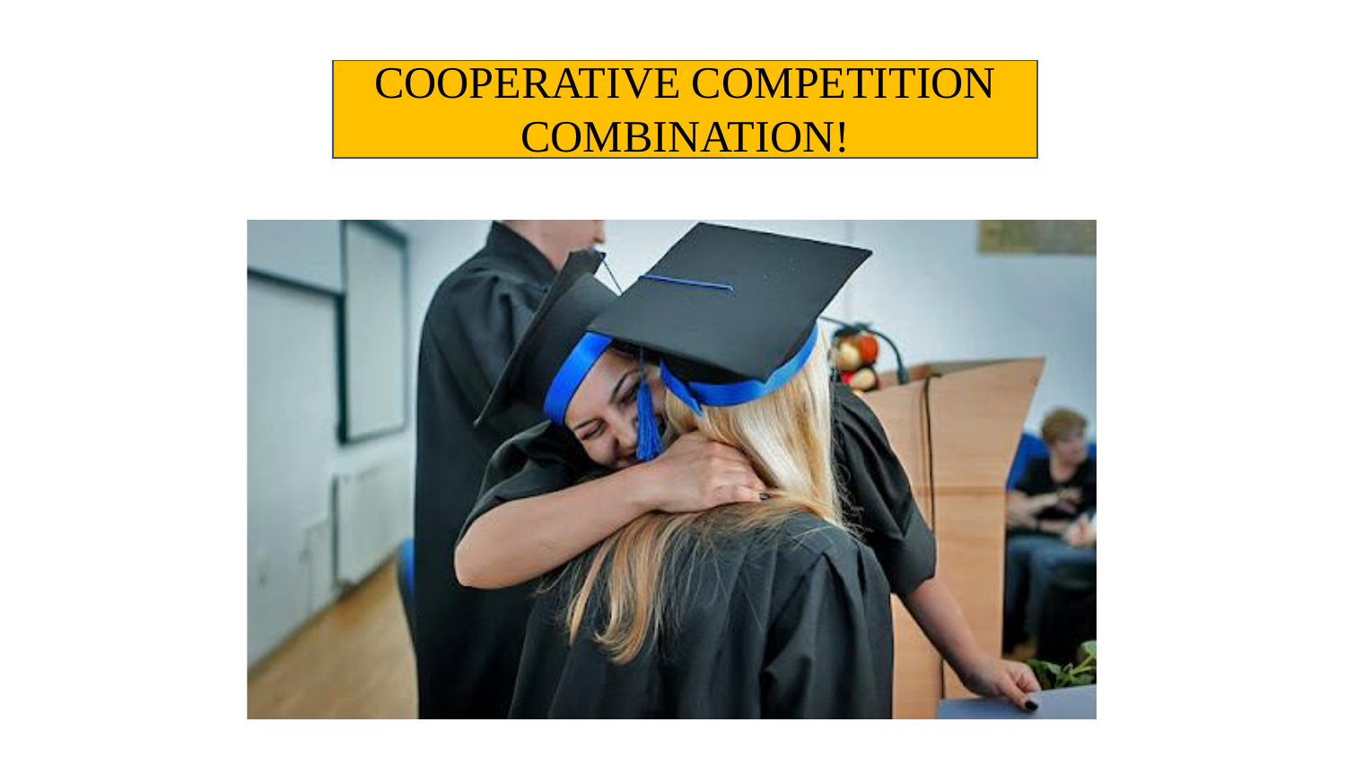# COOPERATIVE COMPETITION COMBINATION!